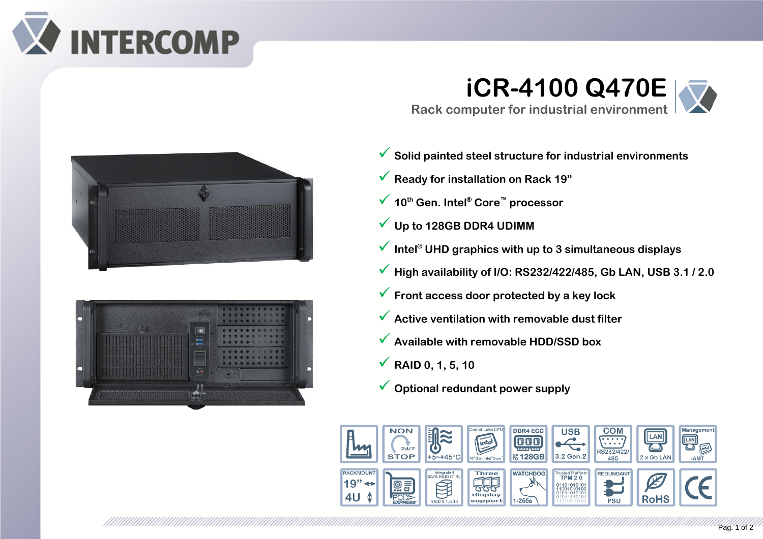# iCR-4100 Q470E

## Rack computer for industrial environment

- Solid painted steel structure for industrial environments
- Ready for installation on Rack 19”
- 10th Gen. Intel® Core™ processor
- Up to 128GB DDR4 UDIMM
- Intel® UHD graphics with up to 3 simultaneous displays
- High availability of I/O: RS232/422/485, Gb LAN, USB 3.1 / 2.0
- Front access door protected by a key lock
- Active ventilation with removable dust filter
- Available with removable HDD/SSD box
- RAID 0, 1, 5, 10
- Optional redundant power supply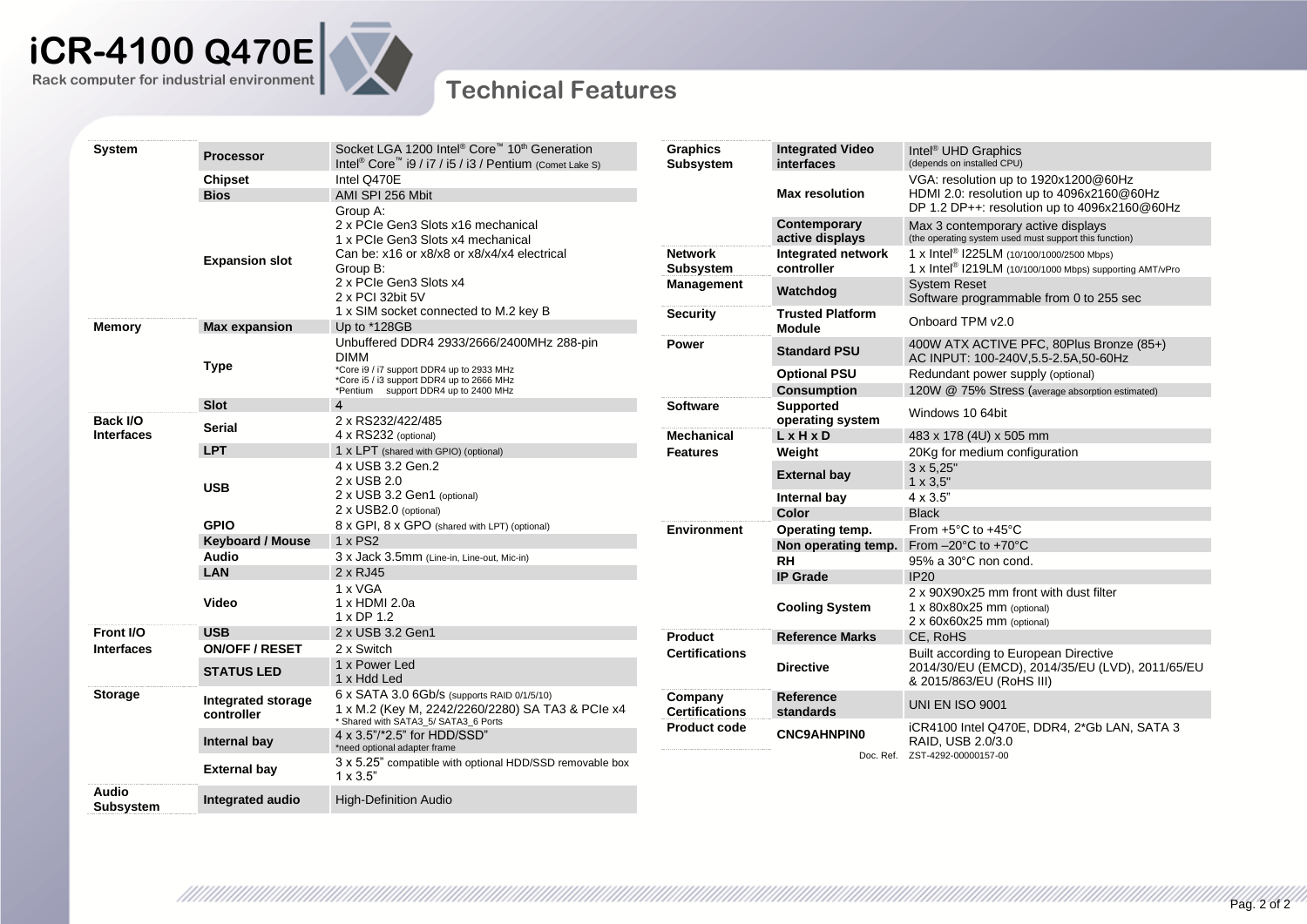# iCR-4100 Q470E

Rack computer for industrial environment

## Technical Features

| | | |
|---|---|---|
| **System** | **Processor** | Socket LGA 1200 Intel® Core™ 10th Generation Intel® Core™ i9 / i7 / i5 / i3 / Pentium (Comet Lake S) |
| | **Chipset** | Intel Q470E |
| | **Bios** | AMI SPI 256 Mbit |
| | **Expansion slot** | Group A:<br>2 x PCIe Gen3 Slots x16 mechanical<br>1 x PCIe Gen3 Slots x4 mechanical<br>Can be: x16 or x8/x8 or x8/x4/x4 electrical<br>Group B:<br>2 x PCIe Gen3 Slots x4<br>2 x PCI 32bit 5V<br>1 x SIM socket connected to M.2 key B |
| **Memory** | **Max expansion** | Up to *128GB |
| | **Type** | Unbuffered DDR4 2933/2666/2400MHz 288-pin DIMM<br>*Core i9 / i7 support DDR4 up to 2933 MHz<br>*Core i5 / i3 support DDR4 up to 2666 MHz<br>*Pentium support DDR4 up to 2400 MHz |
| | **Slot** | 4 |
| **Back I/O Interfaces** | **Serial** | 2 x RS232/422/485<br>4 x RS232 (optional) |
| | **LPT** | 1 x LPT (shared with GPIO) (optional) |
| | **USB** | 4 x USB 3.2 Gen.2<br>2 x USB 2.0<br>2 x USB 3.2 Gen1 (optional)<br>2 x USB2.0 (optional) |
| | **GPIO** | 8 x GPI, 8 x GPO (shared with LPT) (optional) |
| | **Keyboard / Mouse** | 1 x PS2 |
| | **Audio** | 3 x Jack 3.5mm (Line-in, Line-out, Mic-in) |
| | **LAN** | 2 x RJ45 |
| | **Video** | 1 x VGA<br>1 x HDMI 2.0a<br>1 x DP 1.2 |
| **Front I/O Interfaces** | **USB** | 2 x USB 3.2 Gen1 |
| | **ON/OFF / RESET** | 2 x Switch |
| | **STATUS LED** | 1 x Power Led<br>1 x Hdd Led |
| **Storage** | **Integrated storage controller** | 6 x SATA 3.0 6Gb/s (supports RAID 0/1/5/10)<br>1 x M.2 (Key M, 2242/2260/2280) SA TA3 & PCIe x4<br>* Shared with SATA3_5/ SATA3_6 Ports |
| | **Internal bay** | 4 x 3.5"/*2.5" for HDD/SSD"<br>*need optional adapter frame |
| | **External bay** | 3 x 5.25" compatible with optional HDD/SSD removable box<br>1 x 3.5" |
| **Audio Subsystem** | **Integrated audio** | High-Definition Audio |
| **Graphics Subsystem** | **Integrated Video interfaces** | Intel® UHD Graphics<br>(depends on installed CPU) |
| | **Max resolution** | VGA: resolution up to 1920x1200@60Hz<br>HDMI 2.0: resolution up to 4096x2160@60Hz<br>DP 1.2 DP++: resolution up to 4096x2160@60Hz |
| | **Contemporary active displays** | Max 3 contemporary active displays<br>(the operating system used must support this function) |
| **Network Subsystem** | **Integrated network controller** | 1 x Intel® I225LM (10/100/1000/2500 Mbps)<br>1 x Intel® I219LM (10/100/1000 Mbps) supporting AMT/vPro |
| **Management** | **Watchdog** | System Reset<br>Software programmable from 0 to 255 sec |
| **Security** | **Trusted Platform Module** | Onboard TPM v2.0 |
| **Power** | **Standard PSU** | 400W ATX ACTIVE PFC, 80Plus Bronze (85+)<br>AC INPUT: 100-240V,5.5-2.5A,50-60Hz |
| | **Optional PSU** | Redundant power supply (optional) |
| | **Consumption** | 120W @ 75% Stress (average absorption estimated) |
| **Software** | **Supported operating system** | Windows 10 64bit |
| **Mechanical Features** | **L x H x D** | 483 x 178 (4U) x 505 mm |
| | **Weight** | 20Kg for medium configuration |
| | **External bay** | 3 x 5,25"<br>1 x 3,5" |
| | **Internal bay** | 4 x 3.5" |
| | **Color** | Black |
| **Environment** | **Operating temp.** | From +5°C to +45°C |
| | **Non operating temp.** | From –20°C to +70°C |
| | **RH** | 95% a 30°C non cond. |
| | **IP Grade** | IP20 |
| | **Cooling System** | 2 x 90X90x25 mm front with dust filter<br>1 x 80x80x25 mm (optional)<br>2 x 60x60x25 mm (optional) |
| **Product Certifications** | **Reference Marks** | CE, RoHS |
| | **Directive** | Built according to European Directive 2014/30/EU (EMCD), 2014/35/EU (LVD), 2011/65/EU & 2015/863/EU (RoHS III) |
| **Company Certifications** | **Reference standards** | UNI EN ISO 9001 |
| **Product code** | **CNC9AHNPIN0** | iCR4100 Intel Q470E, DDR4, 2*Gb LAN, SATA 3 RAID, USB 2.0/3.0 |

Doc. Ref. ZST-4292-00000157-00